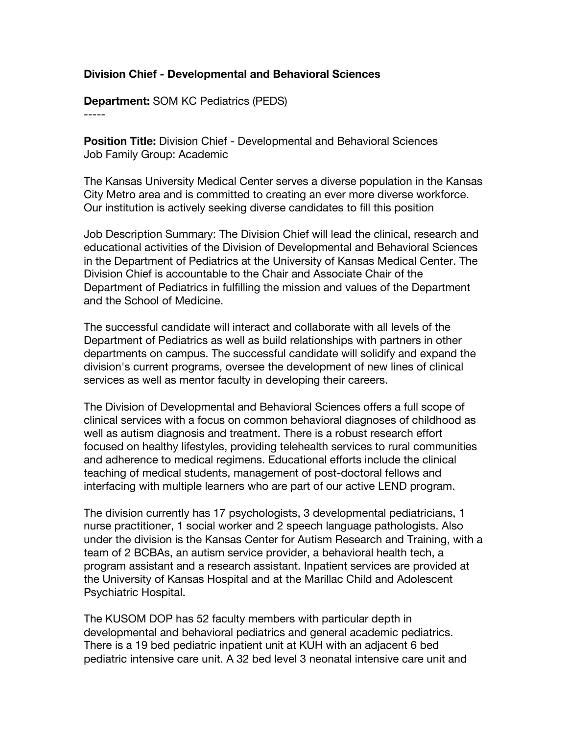**Division Chief - Developmental and Behavioral Sciences**

**Department:** SOM KC Pediatrics (PEDS)

-----

**Position Title:** Division Chief - Developmental and Behavioral Sciences
Job Family Group: Academic

The Kansas University Medical Center serves a diverse population in the Kansas City Metro area and is committed to creating an ever more diverse workforce. Our institution is actively seeking diverse candidates to fill this position

Job Description Summary: The Division Chief will lead the clinical, research and educational activities of the Division of Developmental and Behavioral Sciences in the Department of Pediatrics at the University of Kansas Medical Center. The Division Chief is accountable to the Chair and Associate Chair of the Department of Pediatrics in fulfilling the mission and values of the Department and the School of Medicine.

The successful candidate will interact and collaborate with all levels of the Department of Pediatrics as well as build relationships with partners in other departments on campus. The successful candidate will solidify and expand the division's current programs, oversee the development of new lines of clinical services as well as mentor faculty in developing their careers.

The Division of Developmental and Behavioral Sciences offers a full scope of clinical services with a focus on common behavioral diagnoses of childhood as well as autism diagnosis and treatment. There is a robust research effort focused on healthy lifestyles, providing telehealth services to rural communities and adherence to medical regimens. Educational efforts include the clinical teaching of medical students, management of post-doctoral fellows and interfacing with multiple learners who are part of our active LEND program.

The division currently has 17 psychologists, 3 developmental pediatricians, 1 nurse practitioner, 1 social worker and 2 speech language pathologists. Also under the division is the Kansas Center for Autism Research and Training, with a team of 2 BCBAs, an autism service provider, a behavioral health tech, a program assistant and a research assistant. Inpatient services are provided at the University of Kansas Hospital and at the Marillac Child and Adolescent Psychiatric Hospital.

The KUSOM DOP has 52 faculty members with particular depth in developmental and behavioral pediatrics and general academic pediatrics. There is a 19 bed pediatric inpatient unit at KUH with an adjacent 6 bed pediatric intensive care unit. A 32 bed level 3 neonatal intensive care unit and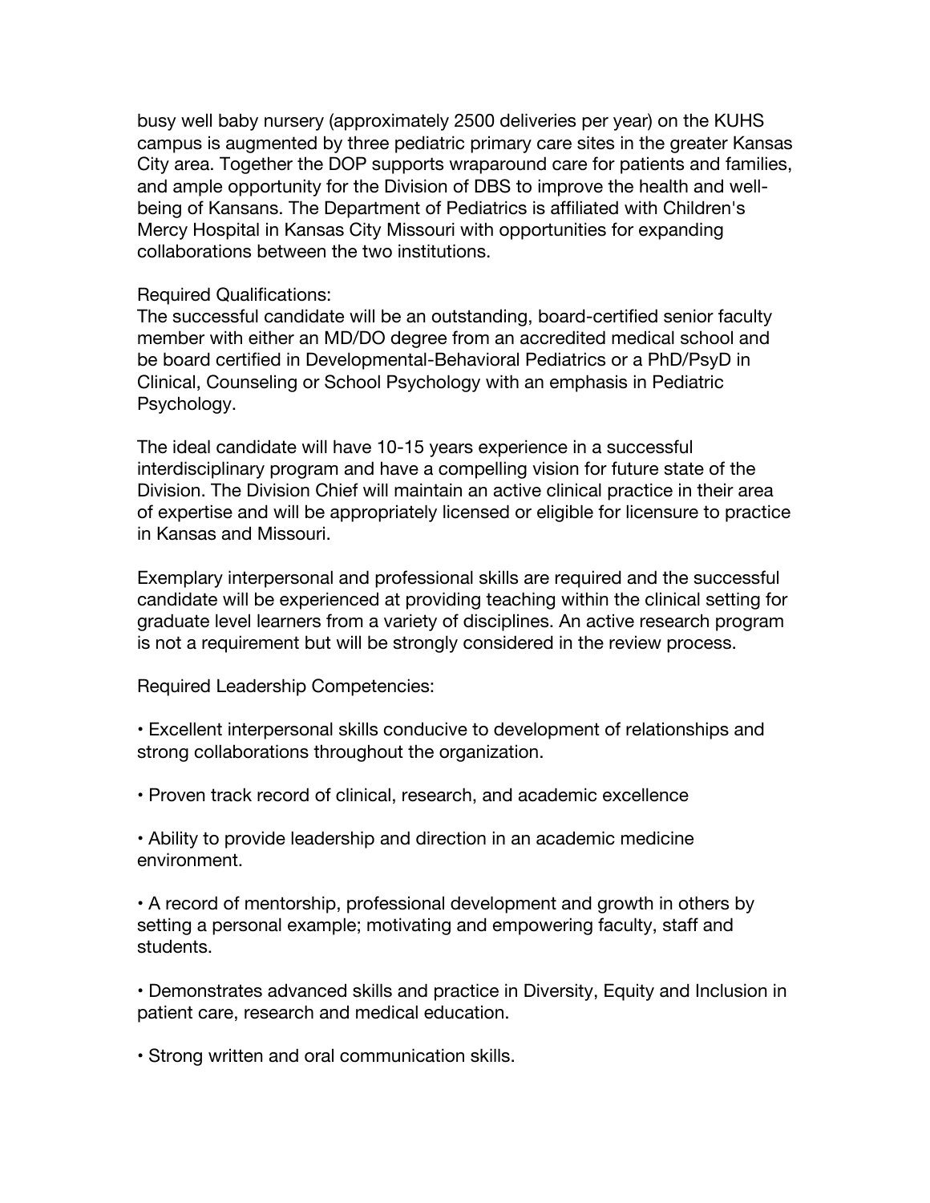busy well baby nursery (approximately 2500 deliveries per year) on the KUHS campus is augmented by three pediatric primary care sites in the greater Kansas City area. Together the DOP supports wraparound care for patients and families, and ample opportunity for the Division of DBS to improve the health and well-being of Kansans. The Department of Pediatrics is affiliated with Children's Mercy Hospital in Kansas City Missouri with opportunities for expanding collaborations between the two institutions.

Required Qualifications:
The successful candidate will be an outstanding, board-certified senior faculty member with either an MD/DO degree from an accredited medical school and be board certified in Developmental-Behavioral Pediatrics or a PhD/PsyD in Clinical, Counseling or School Psychology with an emphasis in Pediatric Psychology.

The ideal candidate will have 10-15 years experience in a successful interdisciplinary program and have a compelling vision for future state of the Division. The Division Chief will maintain an active clinical practice in their area of expertise and will be appropriately licensed or eligible for licensure to practice in Kansas and Missouri.

Exemplary interpersonal and professional skills are required and the successful candidate will be experienced at providing teaching within the clinical setting for graduate level learners from a variety of disciplines. An active research program is not a requirement but will be strongly considered in the review process.

Required Leadership Competencies:

- Excellent interpersonal skills conducive to development of relationships and strong collaborations throughout the organization.

- Proven track record of clinical, research, and academic excellence

- Ability to provide leadership and direction in an academic medicine environment.

- A record of mentorship, professional development and growth in others by setting a personal example; motivating and empowering faculty, staff and students.

- Demonstrates advanced skills and practice in Diversity, Equity and Inclusion in patient care, research and medical education.

- Strong written and oral communication skills.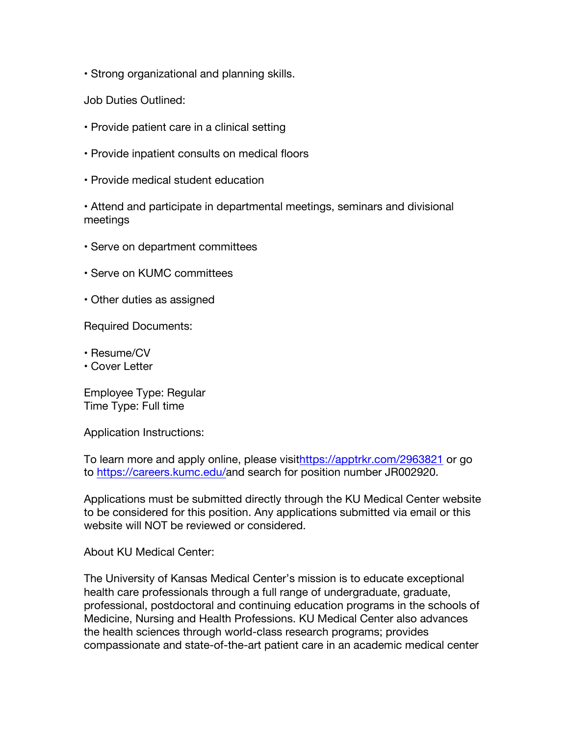- Strong organizational and planning skills.

Job Duties Outlined:

- Provide patient care in a clinical setting
- Provide inpatient consults on medical floors
- Provide medical student education
- Attend and participate in departmental meetings, seminars and divisional meetings
- Serve on department committees
- Serve on KUMC committees
- Other duties as assigned

Required Documents:

- Resume/CV
- Cover Letter

Employee Type: Regular
Time Type: Full time

Application Instructions:

To learn more and apply online, please visithttps://apptrkr.com/2963821 or go to https://careers.kumc.edu/and search for position number JR002920.

Applications must be submitted directly through the KU Medical Center website to be considered for this position. Any applications submitted via email or this website will NOT be reviewed or considered.

About KU Medical Center:

The University of Kansas Medical Center's mission is to educate exceptional health care professionals through a full range of undergraduate, graduate, professional, postdoctoral and continuing education programs in the schools of Medicine, Nursing and Health Professions. KU Medical Center also advances the health sciences through world-class research programs; provides compassionate and state-of-the-art patient care in an academic medical center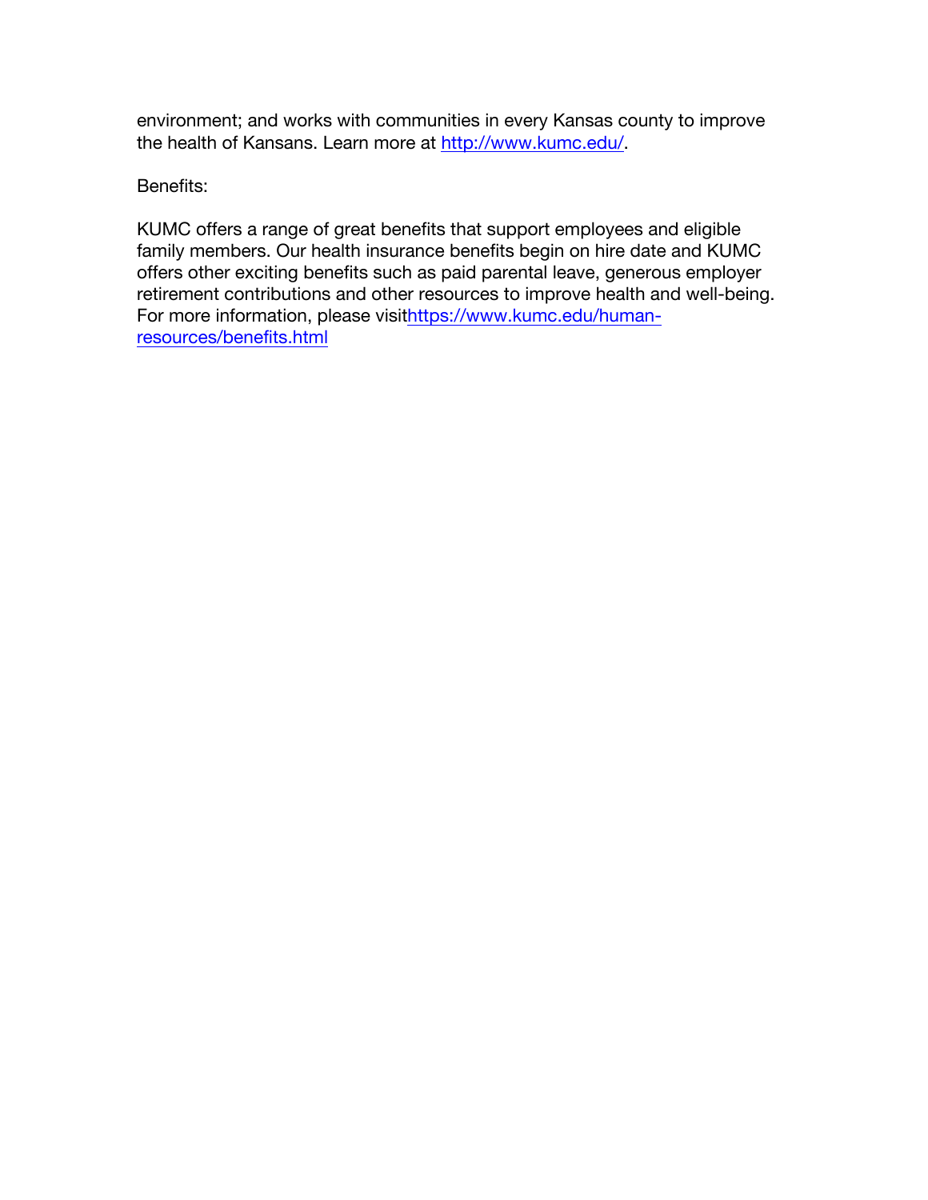environment; and works with communities in every Kansas county to improve the health of Kansans. Learn more at [http://www.kumc.edu/](http://www.kumc.edu/).

Benefits:

KUMC offers a range of great benefits that support employees and eligible family members. Our health insurance benefits begin on hire date and KUMC offers other exciting benefits such as paid parental leave, generous employer retirement contributions and other resources to improve health and well-being. For more information, please visit[https://www.kumc.edu/human-resources/benefits.html](https://www.kumc.edu/human-resources/benefits.html)